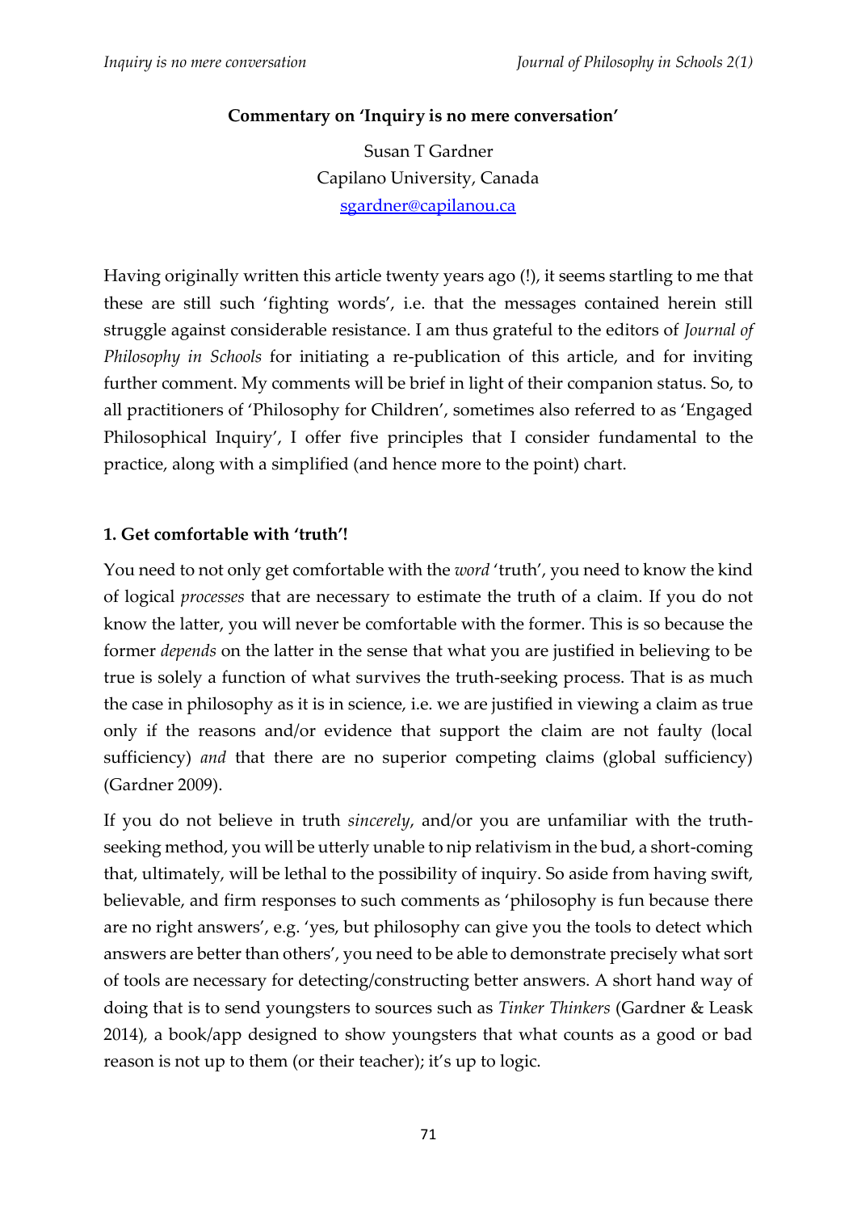**Commentary on 'Inquiry is no mere conversation'**

Susan T Gardner
Capilano University, Canada
sgardner@capilanou.ca

Having originally written this article twenty years ago (!), it seems startling to me that these are still such 'fighting words', i.e. that the messages contained herein still struggle against considerable resistance. I am thus grateful to the editors of *Journal of Philosophy in Schools* for initiating a re-publication of this article, and for inviting further comment. My comments will be brief in light of their companion status. So, to all practitioners of 'Philosophy for Children', sometimes also referred to as 'Engaged Philosophical Inquiry', I offer five principles that I consider fundamental to the practice, along with a simplified (and hence more to the point) chart.

## 1. Get comfortable with 'truth'!

You need to not only get comfortable with the *word* 'truth', you need to know the kind of logical *processes* that are necessary to estimate the truth of a claim. If you do not know the latter, you will never be comfortable with the former. This is so because the former *depends* on the latter in the sense that what you are justified in believing to be true is solely a function of what survives the truth-seeking process. That is as much the case in philosophy as it is in science, i.e. we are justified in viewing a claim as true only if the reasons and/or evidence that support the claim are not faulty (local sufficiency) *and* that there are no superior competing claims (global sufficiency) (Gardner 2009).

If you do not believe in truth *sincerely*, and/or you are unfamiliar with the truth-seeking method, you will be utterly unable to nip relativism in the bud, a short-coming that, ultimately, will be lethal to the possibility of inquiry. So aside from having swift, believable, and firm responses to such comments as 'philosophy is fun because there are no right answers', e.g. 'yes, but philosophy can give you the tools to detect which answers are better than others', you need to be able to demonstrate precisely what sort of tools are necessary for detecting/constructing better answers. A short hand way of doing that is to send youngsters to sources such as *Tinker Thinkers* (Gardner & Leask 2014), a book/app designed to show youngsters that what counts as a good or bad reason is not up to them (or their teacher); it's up to logic.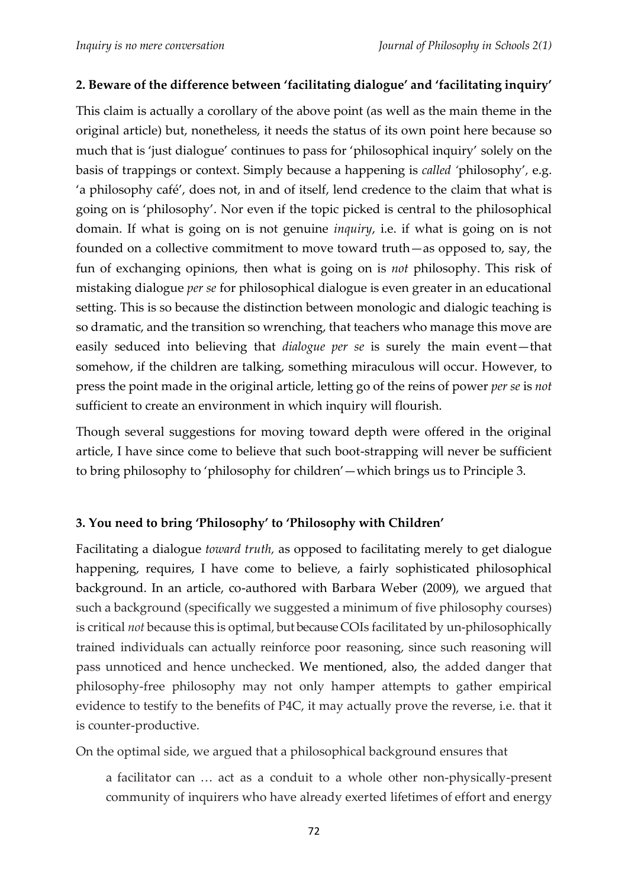## 2. Beware of the difference between 'facilitating dialogue' and 'facilitating inquiry'

This claim is actually a corollary of the above point (as well as the main theme in the original article) but, nonetheless, it needs the status of its own point here because so much that is 'just dialogue' continues to pass for 'philosophical inquiry' solely on the basis of trappings or context. Simply because a happening is *called* 'philosophy', e.g. 'a philosophy café', does not, in and of itself, lend credence to the claim that what is going on is 'philosophy'. Nor even if the topic picked is central to the philosophical domain. If what is going on is not genuine *inquiry*, i.e. if what is going on is not founded on a collective commitment to move toward truth—as opposed to, say, the fun of exchanging opinions, then what is going on is *not* philosophy. This risk of mistaking dialogue *per se* for philosophical dialogue is even greater in an educational setting. This is so because the distinction between monologic and dialogic teaching is so dramatic, and the transition so wrenching, that teachers who manage this move are easily seduced into believing that *dialogue per se* is surely the main event—that somehow, if the children are talking, something miraculous will occur. However, to press the point made in the original article, letting go of the reins of power *per se* is *not* sufficient to create an environment in which inquiry will flourish.

Though several suggestions for moving toward depth were offered in the original article, I have since come to believe that such boot-strapping will never be sufficient to bring philosophy to 'philosophy for children'—which brings us to Principle 3.

## 3. You need to bring 'Philosophy' to 'Philosophy with Children'

Facilitating a dialogue *toward truth,* as opposed to facilitating merely to get dialogue happening, requires, I have come to believe, a fairly sophisticated philosophical background. In an article, co-authored with Barbara Weber (2009), we argued that such a background (specifically we suggested a minimum of five philosophy courses) is critical *not* because this is optimal, but because COIs facilitated by un-philosophically trained individuals can actually reinforce poor reasoning, since such reasoning will pass unnoticed and hence unchecked. We mentioned, also, the added danger that philosophy-free philosophy may not only hamper attempts to gather empirical evidence to testify to the benefits of P4C, it may actually prove the reverse, i.e. that it is counter-productive.

On the optimal side, we argued that a philosophical background ensures that

> a facilitator can … act as a conduit to a whole other non-physically-present community of inquirers who have already exerted lifetimes of effort and energy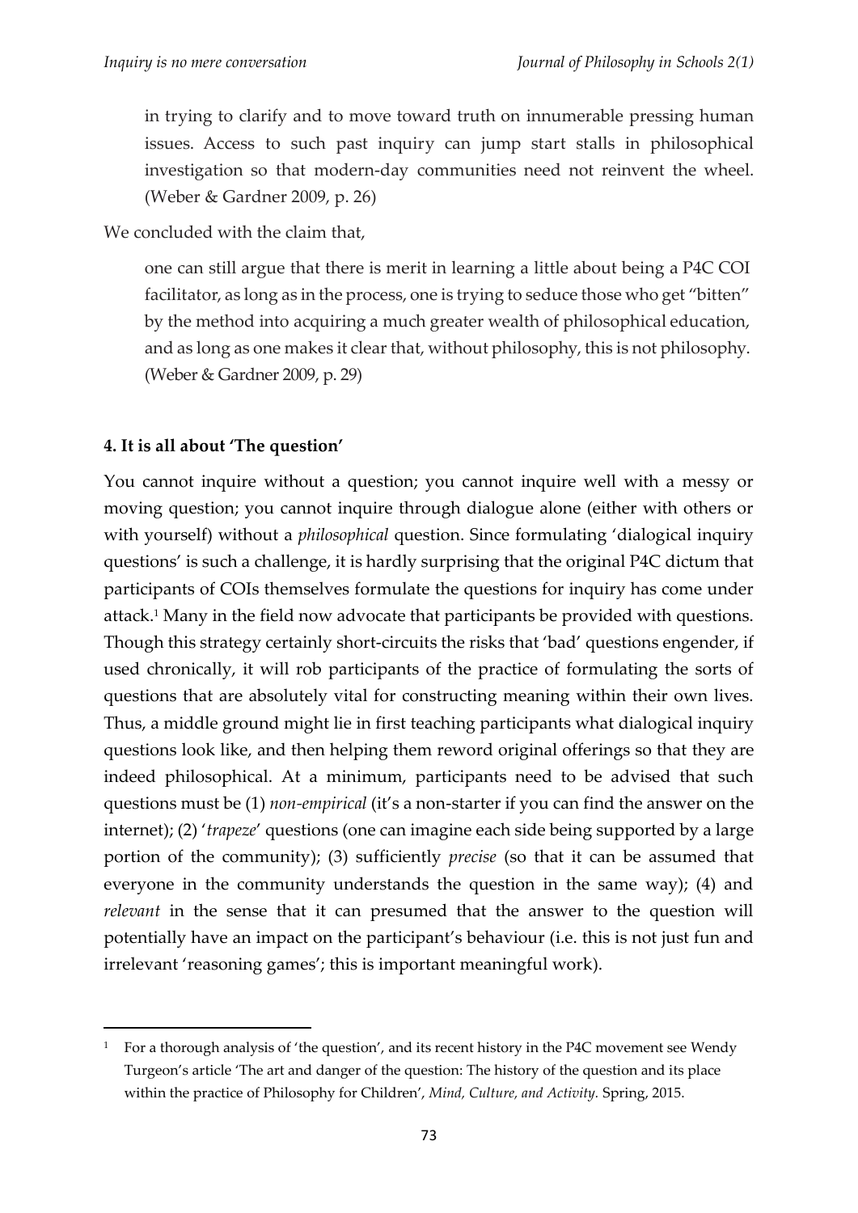> in trying to clarify and to move toward truth on innumerable pressing human issues. Access to such past inquiry can jump start stalls in philosophical investigation so that modern-day communities need not reinvent the wheel. (Weber & Gardner 2009, p. 26)

We concluded with the claim that,

> one can still argue that there is merit in learning a little about being a P4C COI facilitator, as long as in the process, one is trying to seduce those who get "bitten" by the method into acquiring a much greater wealth of philosophical education, and as long as one makes it clear that, without philosophy, this is not philosophy. (Weber & Gardner 2009, p. 29)

#### 4. It is all about 'The question'

You cannot inquire without a question; you cannot inquire well with a messy or moving question; you cannot inquire through dialogue alone (either with others or with yourself) without a *philosophical* question. Since formulating 'dialogical inquiry questions' is such a challenge, it is hardly surprising that the original P4C dictum that participants of COIs themselves formulate the questions for inquiry has come under attack.[1] Many in the field now advocate that participants be provided with questions. Though this strategy certainly short-circuits the risks that 'bad' questions engender, if used chronically, it will rob participants of the practice of formulating the sorts of questions that are absolutely vital for constructing meaning within their own lives. Thus, a middle ground might lie in first teaching participants what dialogical inquiry questions look like, and then helping them reword original offerings so that they are indeed philosophical. At a minimum, participants need to be advised that such questions must be (1) *non-empirical* (it's a non-starter if you can find the answer on the internet); (2) '*trapeze*' questions (one can imagine each side being supported by a large portion of the community); (3) sufficiently *precise* (so that it can be assumed that everyone in the community understands the question in the same way); (4) and *relevant* in the sense that it can presumed that the answer to the question will potentially have an impact on the participant's behaviour (i.e. this is not just fun and irrelevant 'reasoning games'; this is important meaningful work).

[1] For a thorough analysis of 'the question', and its recent history in the P4C movement see Wendy Turgeon's article 'The art and danger of the question: The history of the question and its place within the practice of Philosophy for Children', *Mind, Culture, and Activity.* Spring, 2015.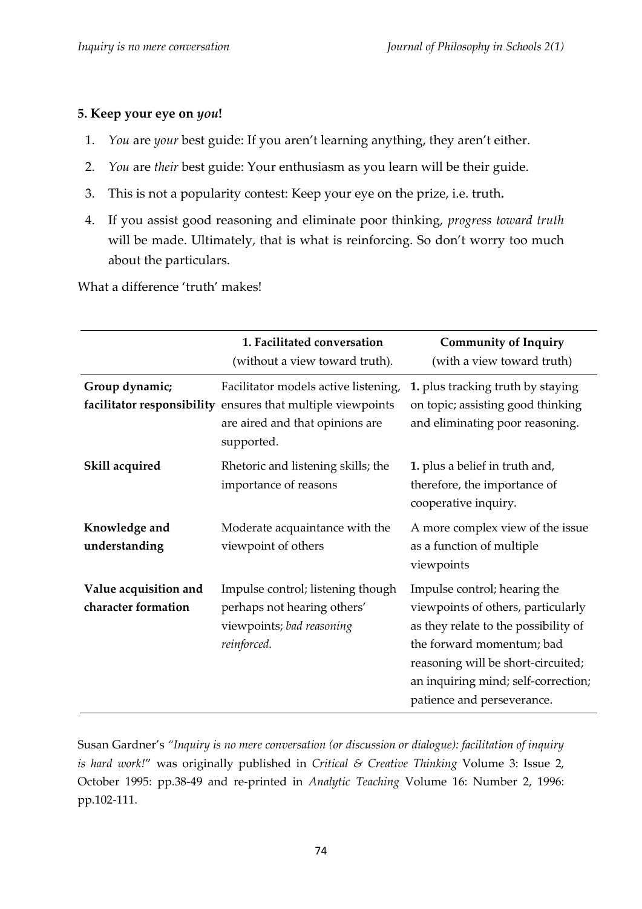**5. Keep your eye on *you*!**

1. *You* are *your* best guide: If you aren't learning anything, they aren't either.
2. *You* are *their* best guide: Your enthusiasm as you learn will be their guide.
3. This is not a popularity contest: Keep your eye on the prize, i.e. truth**.**
4. If you assist good reasoning and eliminate poor thinking, *progress toward truth* will be made. Ultimately, that is what is reinforcing. So don't worry too much about the particulars.

What a difference 'truth' makes!

| | **1. Facilitated conversation** (without a view toward truth). | **Community of Inquiry** (with a view toward truth) |
|---|---|---|
| **Group dynamic; facilitator responsibility** | Facilitator models active listening, ensures that multiple viewpoints are aired and that opinions are supported. | **1.** plus tracking truth by staying on topic; assisting good thinking and eliminating poor reasoning. |
| **Skill acquired** | Rhetoric and listening skills; the importance of reasons | **1.** plus a belief in truth and, therefore, the importance of cooperative inquiry. |
| **Knowledge and understanding** | Moderate acquaintance with the viewpoint of others | A more complex view of the issue as a function of multiple viewpoints |
| **Value acquisition and character formation** | Impulse control; listening though perhaps not hearing others' viewpoints; *bad reasoning reinforced.* | Impulse control; hearing the viewpoints of others, particularly as they relate to the possibility of the forward momentum; bad reasoning will be short-circuited; an inquiring mind; self-correction; patience and perseverance. |

Susan Gardner's *"Inquiry is no mere conversation (or discussion or dialogue): facilitation of inquiry is hard work!"* was originally published in *Critical & Creative Thinking* Volume 3: Issue 2, October 1995: pp.38-49 and re-printed in *Analytic Teaching* Volume 16: Number 2, 1996: pp.102-111.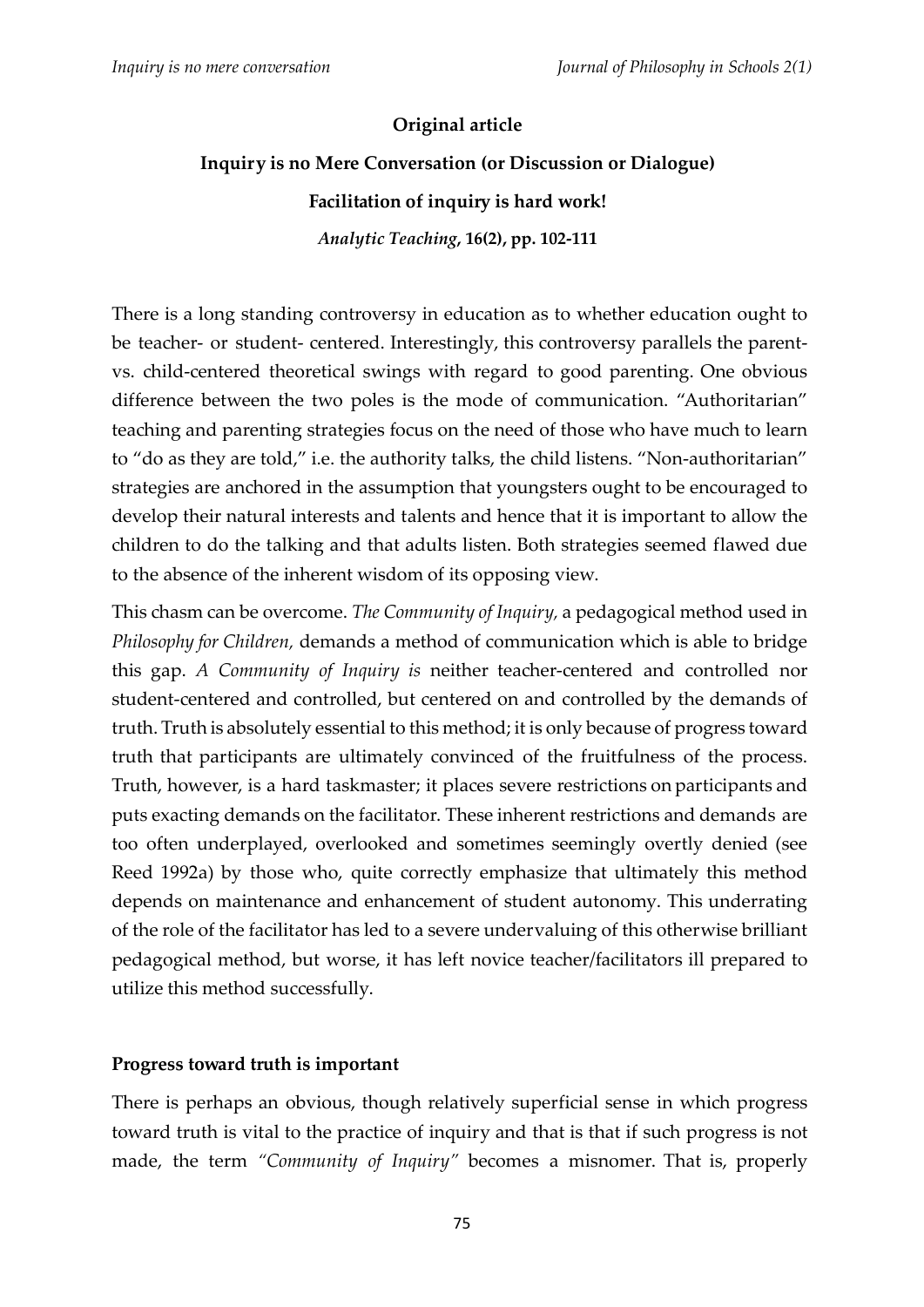**Original article**

**Inquiry is no Mere Conversation (or Discussion or Dialogue)**

**Facilitation of inquiry is hard work!**

***Analytic Teaching*, 16(2), pp. 102-111**

There is a long standing controversy in education as to whether education ought to be teacher- or student- centered. Interestingly, this controversy parallels the parent- vs. child-centered theoretical swings with regard to good parenting. One obvious difference between the two poles is the mode of communication. "Authoritarian" teaching and parenting strategies focus on the need of those who have much to learn to "do as they are told," i.e. the authority talks, the child listens. "Non-authoritarian" strategies are anchored in the assumption that youngsters ought to be encouraged to develop their natural interests and talents and hence that it is important to allow the children to do the talking and that adults listen. Both strategies seemed flawed due to the absence of the inherent wisdom of its opposing view.

This chasm can be overcome. *The Community of Inquiry,* a pedagogical method used in *Philosophy for Children,* demands a method of communication which is able to bridge this gap. *A Community of Inquiry is* neither teacher-centered and controlled nor student-centered and controlled, but centered on and controlled by the demands of truth. Truth is absolutely essential to this method; it is only because of progress toward truth that participants are ultimately convinced of the fruitfulness of the process. Truth, however, is a hard taskmaster; it places severe restrictions on participants and puts exacting demands on the facilitator. These inherent restrictions and demands are too often underplayed, overlooked and sometimes seemingly overtly denied (see Reed 1992a) by those who, quite correctly emphasize that ultimately this method depends on maintenance and enhancement of student autonomy. This underrating of the role of the facilitator has led to a severe undervaluing of this otherwise brilliant pedagogical method, but worse, it has left novice teacher/facilitators ill prepared to utilize this method successfully.

**Progress toward truth is important**

There is perhaps an obvious, though relatively superficial sense in which progress toward truth is vital to the practice of inquiry and that is that if such progress is not made, the term *"Community of Inquiry"* becomes a misnomer. That is, properly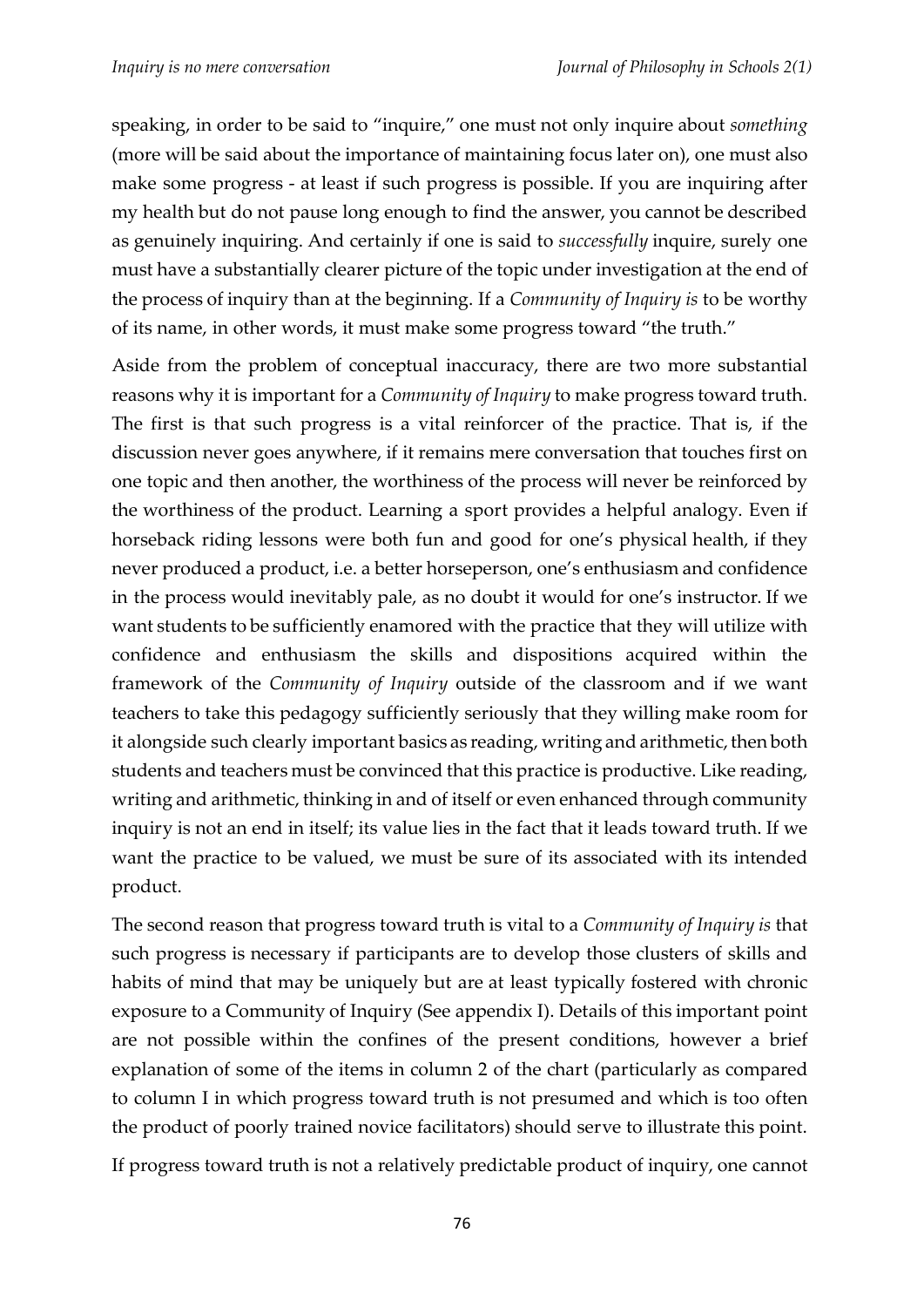speaking, in order to be said to "inquire," one must not only inquire about *something* (more will be said about the importance of maintaining focus later on), one must also make some progress - at least if such progress is possible. If you are inquiring after my health but do not pause long enough to find the answer, you cannot be described as genuinely inquiring. And certainly if one is said to *successfully* inquire, surely one must have a substantially clearer picture of the topic under investigation at the end of the process of inquiry than at the beginning. If a *Community of Inquiry is* to be worthy of its name, in other words, it must make some progress toward "the truth."

Aside from the problem of conceptual inaccuracy, there are two more substantial reasons why it is important for a *Community of Inquiry* to make progress toward truth. The first is that such progress is a vital reinforcer of the practice. That is, if the discussion never goes anywhere, if it remains mere conversation that touches first on one topic and then another, the worthiness of the process will never be reinforced by the worthiness of the product. Learning a sport provides a helpful analogy. Even if horseback riding lessons were both fun and good for one's physical health, if they never produced a product, i.e. a better horseperson, one's enthusiasm and confidence in the process would inevitably pale, as no doubt it would for one's instructor. If we want students to be sufficiently enamored with the practice that they will utilize with confidence and enthusiasm the skills and dispositions acquired within the framework of the *Community of Inquiry* outside of the classroom and if we want teachers to take this pedagogy sufficiently seriously that they willing make room for it alongside such clearly important basics as reading, writing and arithmetic, then both students and teachers must be convinced that this practice is productive. Like reading, writing and arithmetic, thinking in and of itself or even enhanced through community inquiry is not an end in itself; its value lies in the fact that it leads toward truth. If we want the practice to be valued, we must be sure of its associated with its intended product.

The second reason that progress toward truth is vital to a *Community of Inquiry is* that such progress is necessary if participants are to develop those clusters of skills and habits of mind that may be uniquely but are at least typically fostered with chronic exposure to a Community of Inquiry (See appendix I). Details of this important point are not possible within the confines of the present conditions, however a brief explanation of some of the items in column 2 of the chart (particularly as compared to column I in which progress toward truth is not presumed and which is too often the product of poorly trained novice facilitators) should serve to illustrate this point.

If progress toward truth is not a relatively predictable product of inquiry, one cannot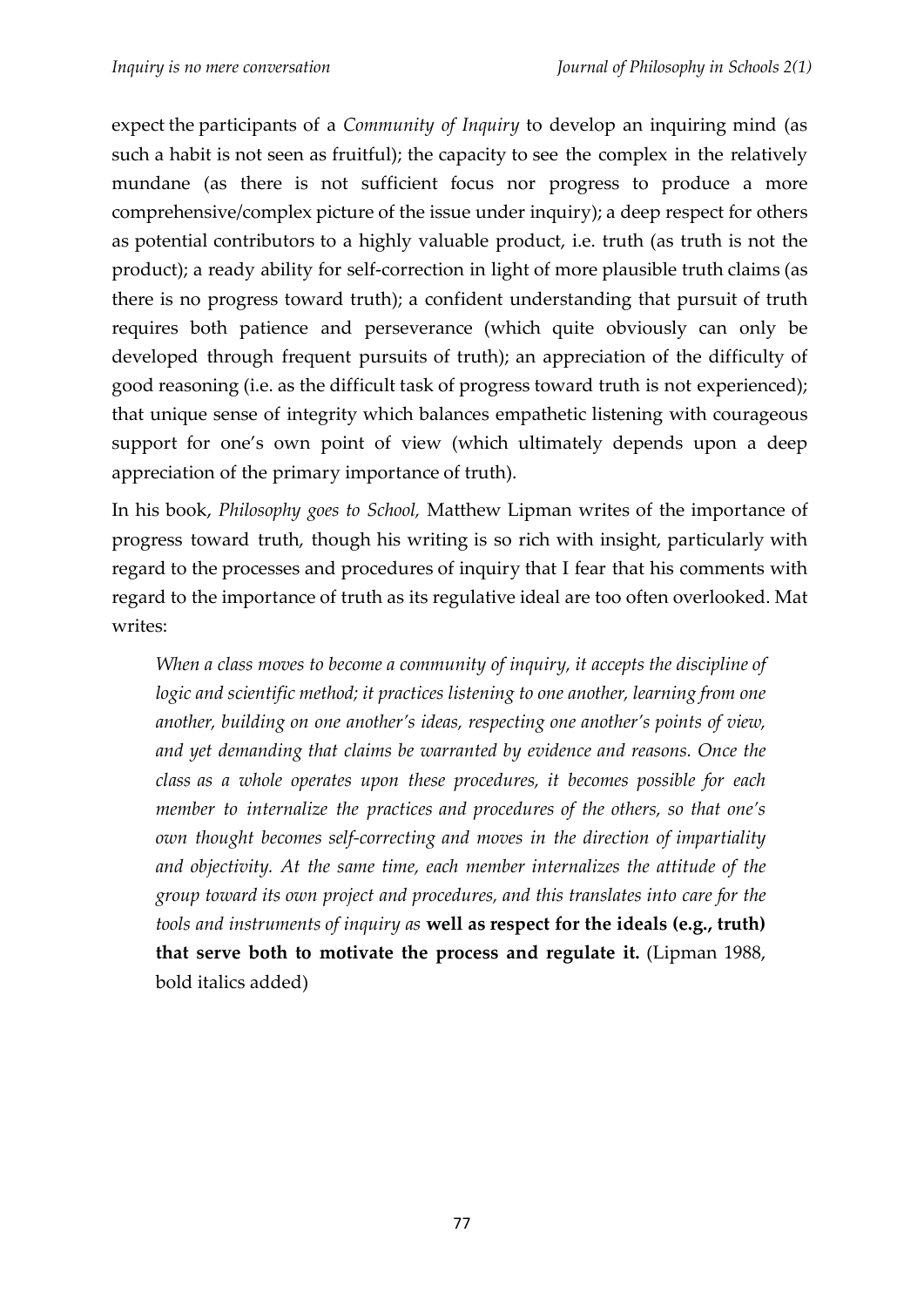expect the participants of a *Community of Inquiry* to develop an inquiring mind (as such a habit is not seen as fruitful); the capacity to see the complex in the relatively mundane (as there is not sufficient focus nor progress to produce a more comprehensive/complex picture of the issue under inquiry); a deep respect for others as potential contributors to a highly valuable product, i.e. truth (as truth is not the product); a ready ability for self-correction in light of more plausible truth claims (as there is no progress toward truth); a confident understanding that pursuit of truth requires both patience and perseverance (which quite obviously can only be developed through frequent pursuits of truth); an appreciation of the difficulty of good reasoning (i.e. as the difficult task of progress toward truth is not experienced); that unique sense of integrity which balances empathetic listening with courageous support for one's own point of view (which ultimately depends upon a deep appreciation of the primary importance of truth).

In his book, *Philosophy goes to School,* Matthew Lipman writes of the importance of progress toward truth, though his writing is so rich with insight, particularly with regard to the processes and procedures of inquiry that I fear that his comments with regard to the importance of truth as its regulative ideal are too often overlooked. Mat writes:

> *When a class moves to become a community of inquiry, it accepts the discipline of logic and scientific method; it practices listening to one another, learning from one another, building on one another's ideas, respecting one another's points of view, and yet demanding that claims be warranted by evidence and reasons. Once the class as a whole operates upon these procedures, it becomes possible for each member to internalize the practices and procedures of the others, so that one's own thought becomes self-correcting and moves in the direction of impartiality and objectivity. At the same time, each member internalizes the attitude of the group toward its own project and procedures, and this translates into care for the tools and instruments of inquiry as* **well as respect for the ideals (e.g., truth) that serve both to motivate the process and regulate it.** (Lipman 1988, bold italics added)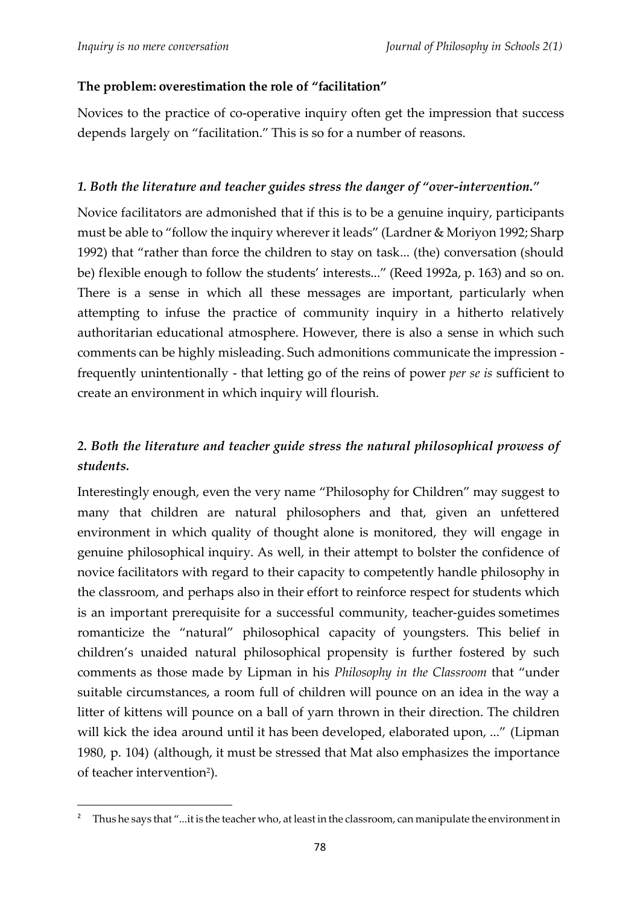## The problem: overestimation the role of "facilitation"

Novices to the practice of co-operative inquiry often get the impression that success depends largely on "facilitation." This is so for a number of reasons.

### *1. Both the literature and teacher guides stress the danger of "over-intervention."*

Novice facilitators are admonished that if this is to be a genuine inquiry, participants must be able to "follow the inquiry wherever it leads" (Lardner & Moriyon 1992; Sharp 1992) that "rather than force the children to stay on task... (the) conversation (should be) flexible enough to follow the students' interests..." (Reed 1992a, p. 163) and so on. There is a sense in which all these messages are important, particularly when attempting to infuse the practice of community inquiry in a hitherto relatively authoritarian educational atmosphere. However, there is also a sense in which such comments can be highly misleading. Such admonitions communicate the impression - frequently unintentionally - that letting go of the reins of power *per se is* sufficient to create an environment in which inquiry will flourish.

### *2. Both the literature and teacher guide stress the natural philosophical prowess of students.*

Interestingly enough, even the very name "Philosophy for Children" may suggest to many that children are natural philosophers and that, given an unfettered environment in which quality of thought alone is monitored, they will engage in genuine philosophical inquiry. As well, in their attempt to bolster the confidence of novice facilitators with regard to their capacity to competently handle philosophy in the classroom, and perhaps also in their effort to reinforce respect for students which is an important prerequisite for a successful community, teacher-guides sometimes romanticize the "natural" philosophical capacity of youngsters. This belief in children's unaided natural philosophical propensity is further fostered by such comments as those made by Lipman in his *Philosophy in the Classroom* that "under suitable circumstances, a room full of children will pounce on an idea in the way a litter of kittens will pounce on a ball of yarn thrown in their direction. The children will kick the idea around until it has been developed, elaborated upon, ..." (Lipman 1980, p. 104) (although, it must be stressed that Mat also emphasizes the importance of teacher intervention[2]).

---

[2] Thus he says that "...it is the teacher who, at least in the classroom, can manipulate the environment in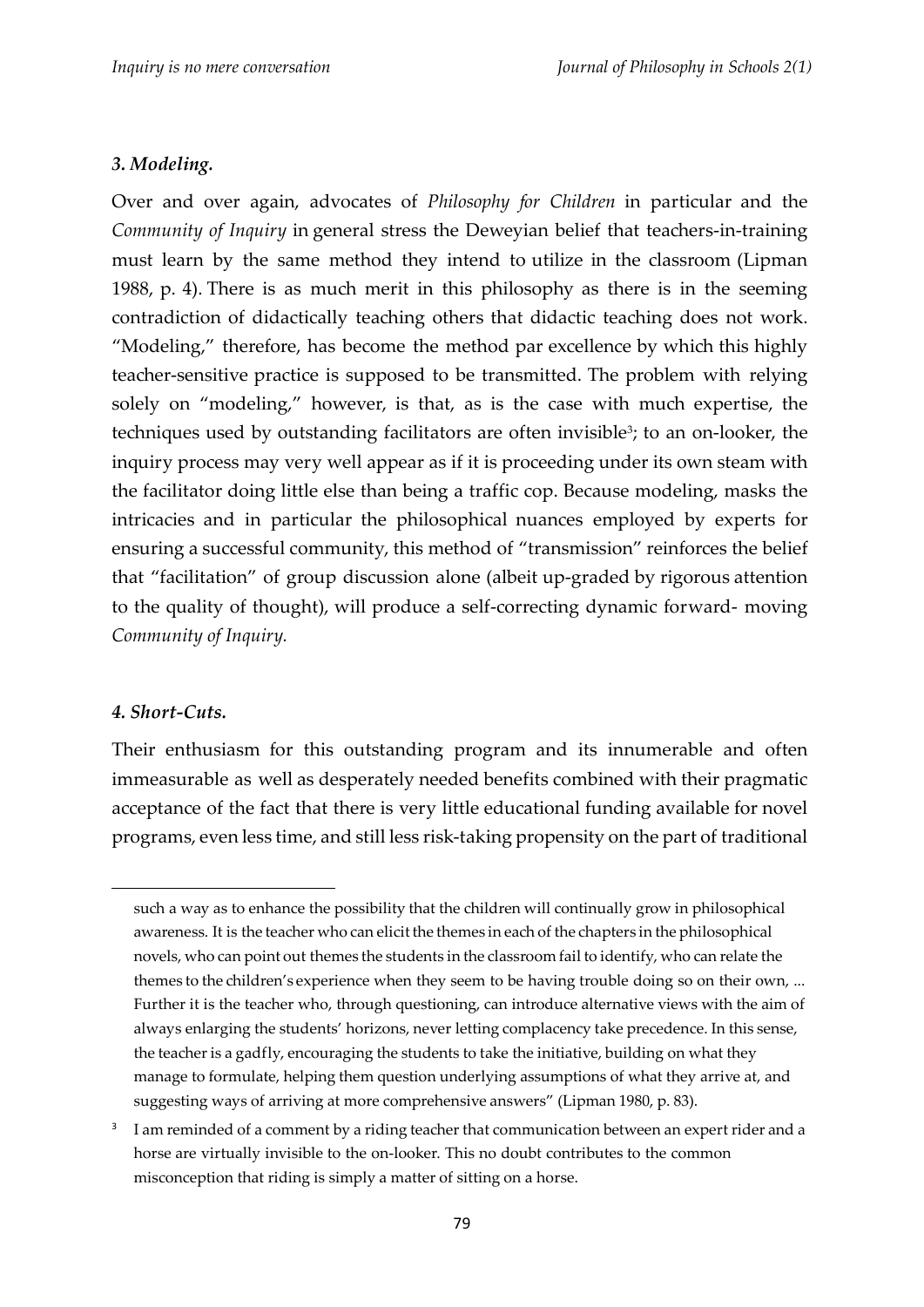### *3. Modeling.*

Over and over again, advocates of *Philosophy for Children* in particular and the *Community of Inquiry* in general stress the Deweyian belief that teachers-in-training must learn by the same method they intend to utilize in the classroom (Lipman 1988, p. 4). There is as much merit in this philosophy as there is in the seeming contradiction of didactically teaching others that didactic teaching does not work. "Modeling," therefore, has become the method par excellence by which this highly teacher-sensitive practice is supposed to be transmitted. The problem with relying solely on "modeling," however, is that, as is the case with much expertise, the techniques used by outstanding facilitators are often invisible[3]; to an on-looker, the inquiry process may very well appear as if it is proceeding under its own steam with the facilitator doing little else than being a traffic cop. Because modeling, masks the intricacies and in particular the philosophical nuances employed by experts for ensuring a successful community, this method of "transmission" reinforces the belief that "facilitation" of group discussion alone (albeit up-graded by rigorous attention to the quality of thought), will produce a self-correcting dynamic forward- moving *Community of Inquiry.*

### *4. Short-Cuts.*

Their enthusiasm for this outstanding program and its innumerable and often immeasurable as well as desperately needed benefits combined with their pragmatic acceptance of the fact that there is very little educational funding available for novel programs, even less time, and still less risk-taking propensity on the part of traditional

---

such a way as to enhance the possibility that the children will continually grow in philosophical awareness. It is the teacher who can elicit the themes in each of the chapters in the philosophical novels, who can point out themes the students in the classroom fail to identify, who can relate the themes to the children's experience when they seem to be having trouble doing so on their own, ... Further it is the teacher who, through questioning, can introduce alternative views with the aim of always enlarging the students' horizons, never letting complacency take precedence. In this sense, the teacher is a gadfly, encouraging the students to take the initiative, building on what they manage to formulate, helping them question underlying assumptions of what they arrive at, and suggesting ways of arriving at more comprehensive answers" (Lipman 1980, p. 83).

[3] I am reminded of a comment by a riding teacher that communication between an expert rider and a horse are virtually invisible to the on-looker. This no doubt contributes to the common misconception that riding is simply a matter of sitting on a horse.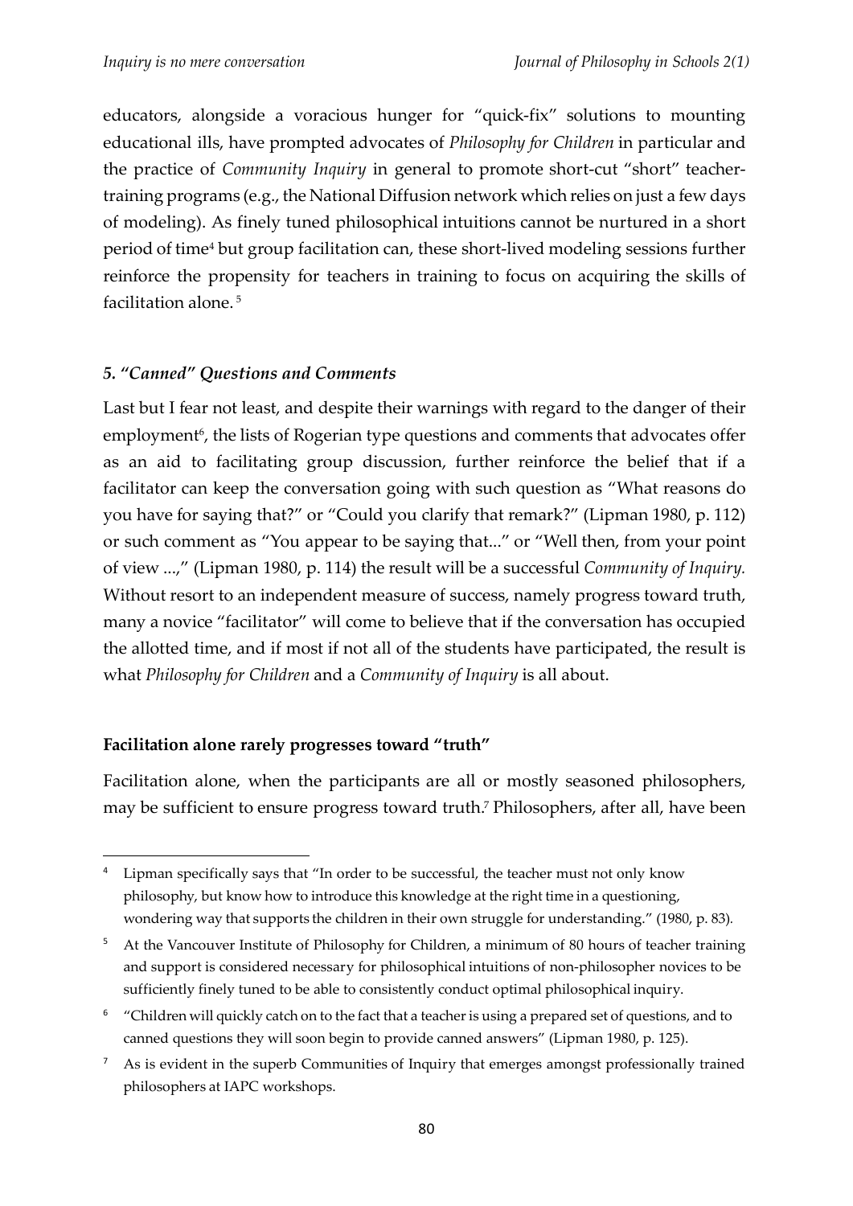educators, alongside a voracious hunger for "quick-fix" solutions to mounting educational ills, have prompted advocates of *Philosophy for Children* in particular and the practice of *Community Inquiry* in general to promote short-cut "short" teacher-training programs (e.g., the National Diffusion network which relies on just a few days of modeling). As finely tuned philosophical intuitions cannot be nurtured in a short period of time[4] but group facilitation can, these short-lived modeling sessions further reinforce the propensity for teachers in training to focus on acquiring the skills of facilitation alone.[5]

### *5. "Canned" Questions and Comments*

Last but I fear not least, and despite their warnings with regard to the danger of their employment[6], the lists of Rogerian type questions and comments that advocates offer as an aid to facilitating group discussion, further reinforce the belief that if a facilitator can keep the conversation going with such question as "What reasons do you have for saying that?" or "Could you clarify that remark?" (Lipman 1980, p. 112) or such comment as "You appear to be saying that..." or "Well then, from your point of view ...," (Lipman 1980, p. 114) the result will be a successful *Community of Inquiry.* Without resort to an independent measure of success, namely progress toward truth, many a novice "facilitator" will come to believe that if the conversation has occupied the allotted time, and if most if not all of the students have participated, the result is what *Philosophy for Children* and a *Community of Inquiry* is all about.

## **Facilitation alone rarely progresses toward "truth"**

Facilitation alone, when the participants are all or mostly seasoned philosophers, may be sufficient to ensure progress toward truth.[7] Philosophers, after all, have been

---

[4] Lipman specifically says that "In order to be successful, the teacher must not only know philosophy, but know how to introduce this knowledge at the right time in a questioning, wondering way that supports the children in their own struggle for understanding." (1980, p. 83).

[5] At the Vancouver Institute of Philosophy for Children, a minimum of 80 hours of teacher training and support is considered necessary for philosophical intuitions of non-philosopher novices to be sufficiently finely tuned to be able to consistently conduct optimal philosophical inquiry.

[6] "Children will quickly catch on to the fact that a teacher is using a prepared set of questions, and to canned questions they will soon begin to provide canned answers" (Lipman 1980, p. 125).

[7] As is evident in the superb Communities of Inquiry that emerges amongst professionally trained philosophers at IAPC workshops.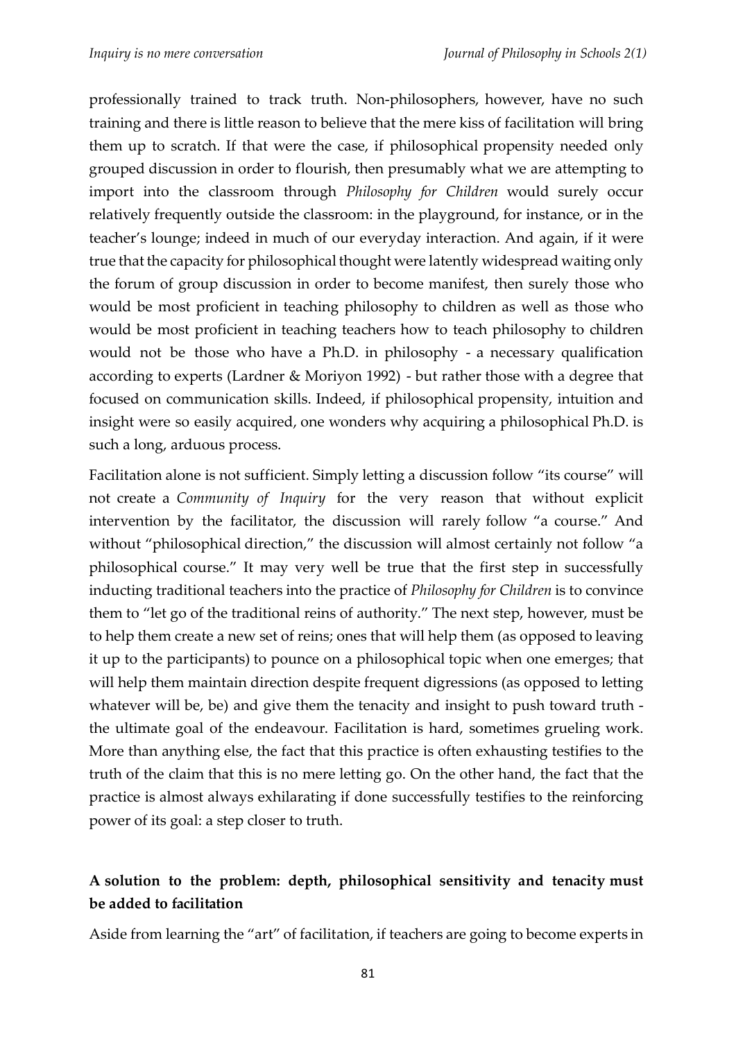professionally trained to track truth. Non-philosophers, however, have no such training and there is little reason to believe that the mere kiss of facilitation will bring them up to scratch. If that were the case, if philosophical propensity needed only grouped discussion in order to flourish, then presumably what we are attempting to import into the classroom through *Philosophy for Children* would surely occur relatively frequently outside the classroom: in the playground, for instance, or in the teacher's lounge; indeed in much of our everyday interaction. And again, if it were true that the capacity for philosophical thought were latently widespread waiting only the forum of group discussion in order to become manifest, then surely those who would be most proficient in teaching philosophy to children as well as those who would be most proficient in teaching teachers how to teach philosophy to children would not be those who have a Ph.D. in philosophy - a necessary qualification according to experts (Lardner & Moriyon 1992) - but rather those with a degree that focused on communication skills. Indeed, if philosophical propensity, intuition and insight were so easily acquired, one wonders why acquiring a philosophical Ph.D. is such a long, arduous process.

Facilitation alone is not sufficient. Simply letting a discussion follow "its course" will not create a *Community of Inquiry* for the very reason that without explicit intervention by the facilitator, the discussion will rarely follow "a course." And without "philosophical direction," the discussion will almost certainly not follow "a philosophical course." It may very well be true that the first step in successfully inducting traditional teachers into the practice of *Philosophy for Children* is to convince them to "let go of the traditional reins of authority." The next step, however, must be to help them create a new set of reins; ones that will help them (as opposed to leaving it up to the participants) to pounce on a philosophical topic when one emerges; that will help them maintain direction despite frequent digressions (as opposed to letting whatever will be, be) and give them the tenacity and insight to push toward truth - the ultimate goal of the endeavour. Facilitation is hard, sometimes grueling work. More than anything else, the fact that this practice is often exhausting testifies to the truth of the claim that this is no mere letting go. On the other hand, the fact that the practice is almost always exhilarating if done successfully testifies to the reinforcing power of its goal: a step closer to truth.

## A solution to the problem: depth, philosophical sensitivity and tenacity must be added to facilitation

Aside from learning the "art" of facilitation, if teachers are going to become experts in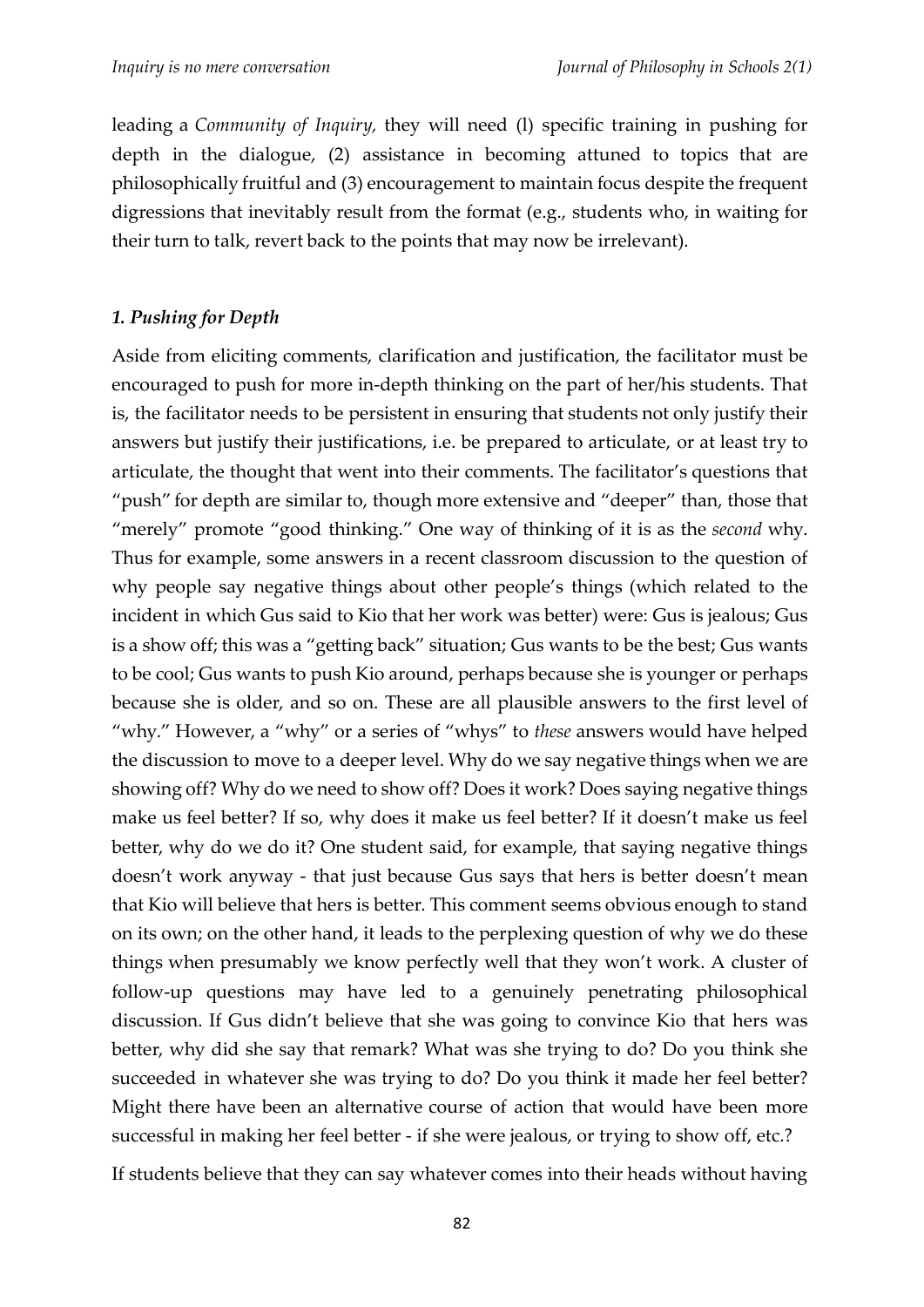leading a *Community of Inquiry,* they will need (l) specific training in pushing for depth in the dialogue, (2) assistance in becoming attuned to topics that are philosophically fruitful and (3) encouragement to maintain focus despite the frequent digressions that inevitably result from the format (e.g., students who, in waiting for their turn to talk, revert back to the points that may now be irrelevant).

### *1. Pushing for Depth*

Aside from eliciting comments, clarification and justification, the facilitator must be encouraged to push for more in-depth thinking on the part of her/his students. That is, the facilitator needs to be persistent in ensuring that students not only justify their answers but justify their justifications, i.e. be prepared to articulate, or at least try to articulate, the thought that went into their comments. The facilitator's questions that "push" for depth are similar to, though more extensive and "deeper" than, those that "merely" promote "good thinking." One way of thinking of it is as the *second* why. Thus for example, some answers in a recent classroom discussion to the question of why people say negative things about other people's things (which related to the incident in which Gus said to Kio that her work was better) were: Gus is jealous; Gus is a show off; this was a "getting back" situation; Gus wants to be the best; Gus wants to be cool; Gus wants to push Kio around, perhaps because she is younger or perhaps because she is older, and so on. These are all plausible answers to the first level of "why." However, a "why" or a series of "whys" to *these* answers would have helped the discussion to move to a deeper level. Why do we say negative things when we are showing off? Why do we need to show off? Does it work? Does saying negative things make us feel better? If so, why does it make us feel better? If it doesn't make us feel better, why do we do it? One student said, for example, that saying negative things doesn't work anyway - that just because Gus says that hers is better doesn't mean that Kio will believe that hers is better. This comment seems obvious enough to stand on its own; on the other hand, it leads to the perplexing question of why we do these things when presumably we know perfectly well that they won't work. A cluster of follow-up questions may have led to a genuinely penetrating philosophical discussion. If Gus didn't believe that she was going to convince Kio that hers was better, why did she say that remark? What was she trying to do? Do you think she succeeded in whatever she was trying to do? Do you think it made her feel better? Might there have been an alternative course of action that would have been more successful in making her feel better - if she were jealous, or trying to show off, etc.?

If students believe that they can say whatever comes into their heads without having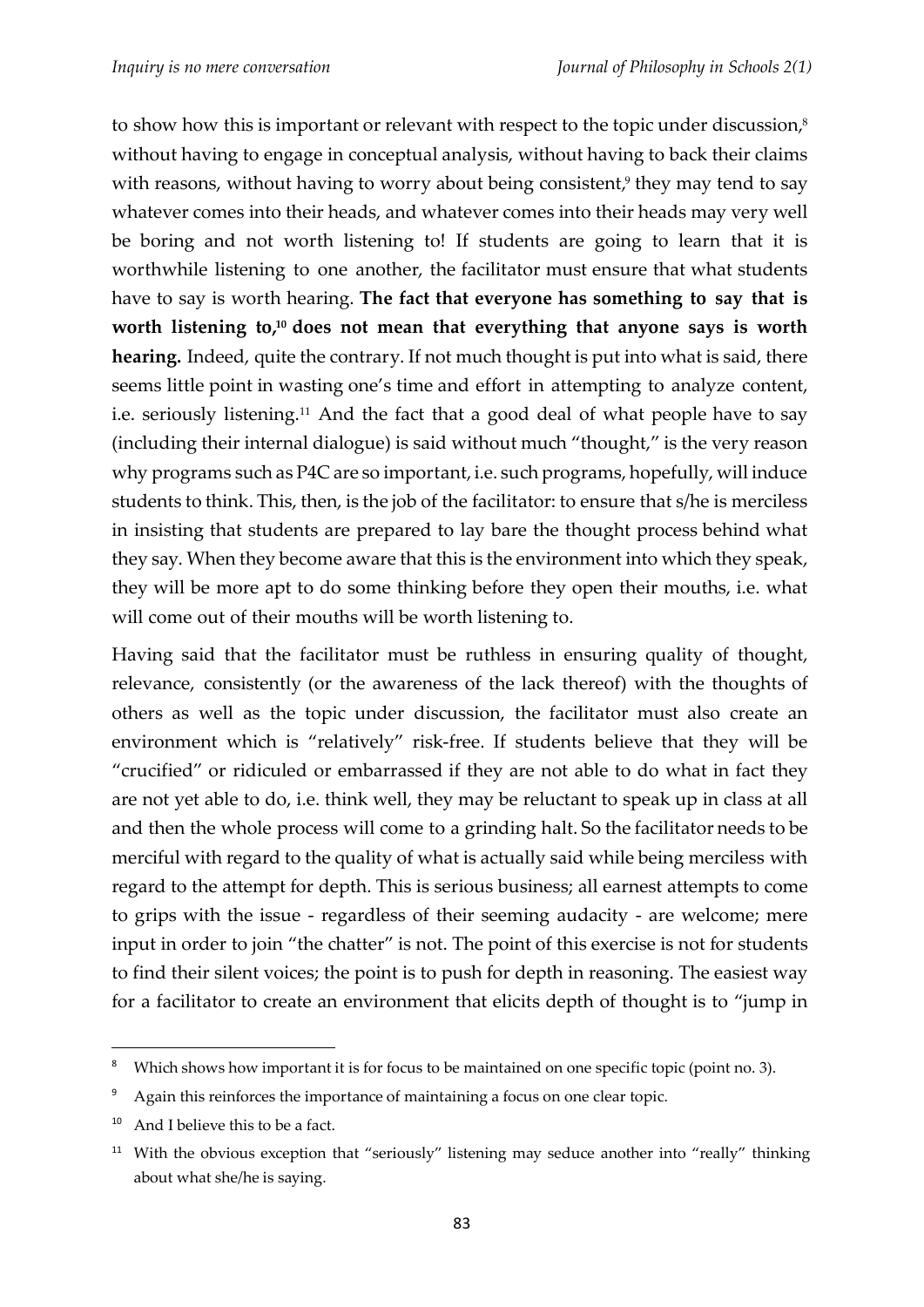to show how this is important or relevant with respect to the topic under discussion,[8] without having to engage in conceptual analysis, without having to back their claims with reasons, without having to worry about being consistent,[9] they may tend to say whatever comes into their heads, and whatever comes into their heads may very well be boring and not worth listening to! If students are going to learn that it is worthwhile listening to one another, the facilitator must ensure that what students have to say is worth hearing. **The fact that everyone has something to say that is worth listening to,[10] does not mean that everything that anyone says is worth hearing.** Indeed, quite the contrary. If not much thought is put into what is said, there seems little point in wasting one's time and effort in attempting to analyze content, i.e. seriously listening.[11] And the fact that a good deal of what people have to say (including their internal dialogue) is said without much "thought," is the very reason why programs such as P4C are so important, i.e. such programs, hopefully, will induce students to think. This, then, is the job of the facilitator: to ensure that s/he is merciless in insisting that students are prepared to lay bare the thought process behind what they say. When they become aware that this is the environment into which they speak, they will be more apt to do some thinking before they open their mouths, i.e. what will come out of their mouths will be worth listening to.

Having said that the facilitator must be ruthless in ensuring quality of thought, relevance, consistently (or the awareness of the lack thereof) with the thoughts of others as well as the topic under discussion, the facilitator must also create an environment which is "relatively" risk-free. If students believe that they will be "crucified" or ridiculed or embarrassed if they are not able to do what in fact they are not yet able to do, i.e. think well, they may be reluctant to speak up in class at all and then the whole process will come to a grinding halt. So the facilitator needs to be merciful with regard to the quality of what is actually said while being merciless with regard to the attempt for depth. This is serious business; all earnest attempts to come to grips with the issue - regardless of their seeming audacity - are welcome; mere input in order to join "the chatter" is not. The point of this exercise is not for students to find their silent voices; the point is to push for depth in reasoning. The easiest way for a facilitator to create an environment that elicits depth of thought is to "jump in

---

[8] Which shows how important it is for focus to be maintained on one specific topic (point no. 3).

[9] Again this reinforces the importance of maintaining a focus on one clear topic.

[10] And I believe this to be a fact.

[11] With the obvious exception that "seriously" listening may seduce another into "really" thinking about what she/he is saying.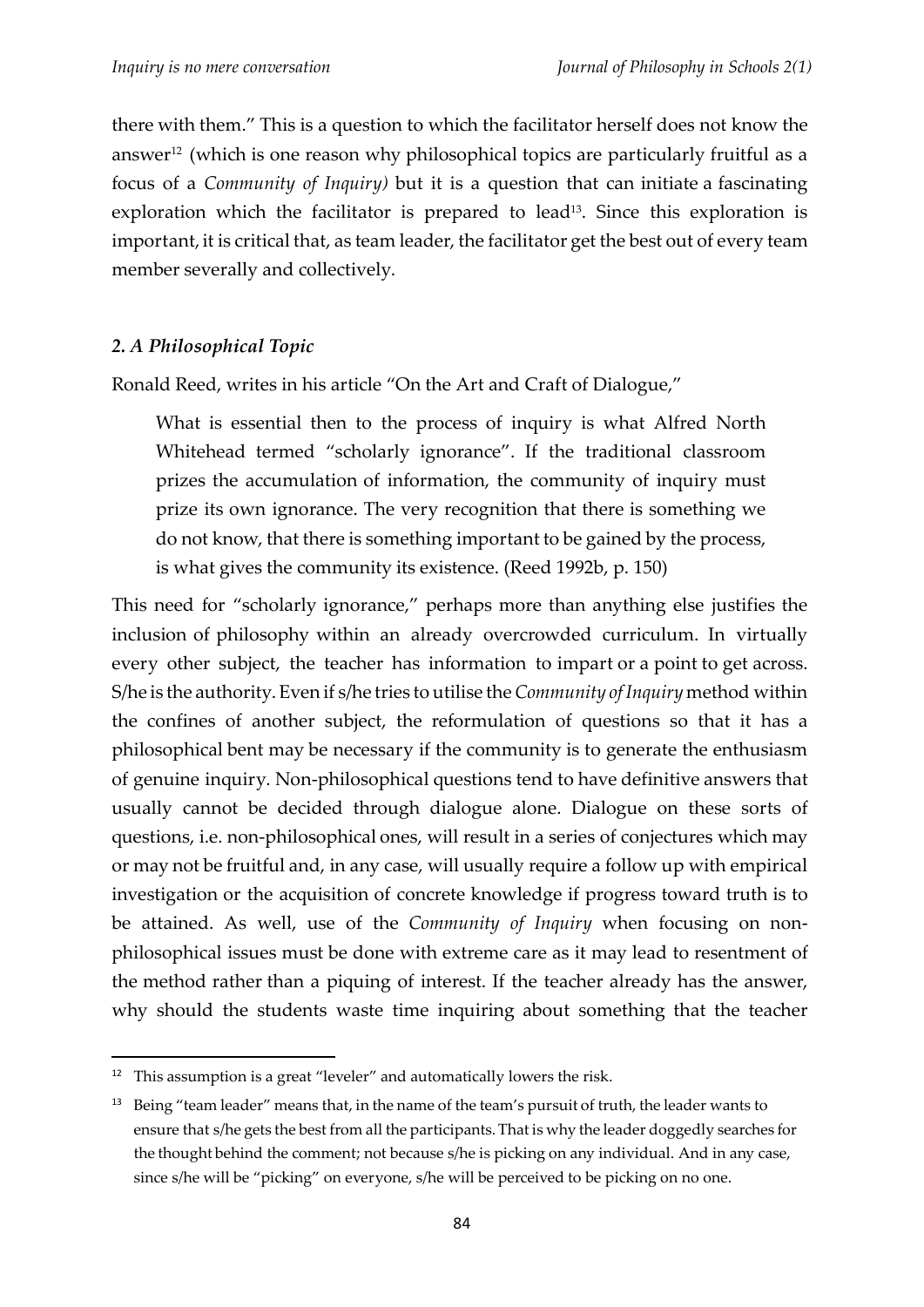there with them." This is a question to which the facilitator herself does not know the answer[12] (which is one reason why philosophical topics are particularly fruitful as a focus of a *Community of Inquiry)* but it is a question that can initiate a fascinating exploration which the facilitator is prepared to lead[13]. Since this exploration is important, it is critical that, as team leader, the facilitator get the best out of every team member severally and collectively.

### *2. A Philosophical Topic*

Ronald Reed, writes in his article "On the Art and Craft of Dialogue,"

> What is essential then to the process of inquiry is what Alfred North Whitehead termed "scholarly ignorance". If the traditional classroom prizes the accumulation of information, the community of inquiry must prize its own ignorance. The very recognition that there is something we do not know, that there is something important to be gained by the process, is what gives the community its existence. (Reed 1992b, p. 150)

This need for "scholarly ignorance," perhaps more than anything else justifies the inclusion of philosophy within an already overcrowded curriculum. In virtually every other subject, the teacher has information to impart or a point to get across. S/he is the authority. Even if s/he tries to utilise the *Community of Inquiry* method within the confines of another subject, the reformulation of questions so that it has a philosophical bent may be necessary if the community is to generate the enthusiasm of genuine inquiry. Non-philosophical questions tend to have definitive answers that usually cannot be decided through dialogue alone. Dialogue on these sorts of questions, i.e. non-philosophical ones, will result in a series of conjectures which may or may not be fruitful and, in any case, will usually require a follow up with empirical investigation or the acquisition of concrete knowledge if progress toward truth is to be attained. As well, use of the *Community of Inquiry* when focusing on non-philosophical issues must be done with extreme care as it may lead to resentment of the method rather than a piquing of interest. If the teacher already has the answer, why should the students waste time inquiring about something that the teacher

---

[12] This assumption is a great "leveler" and automatically lowers the risk.

[13] Being "team leader" means that, in the name of the team's pursuit of truth, the leader wants to ensure that s/he gets the best from all the participants. That is why the leader doggedly searches for the thought behind the comment; not because s/he is picking on any individual. And in any case, since s/he will be "picking" on everyone, s/he will be perceived to be picking on no one.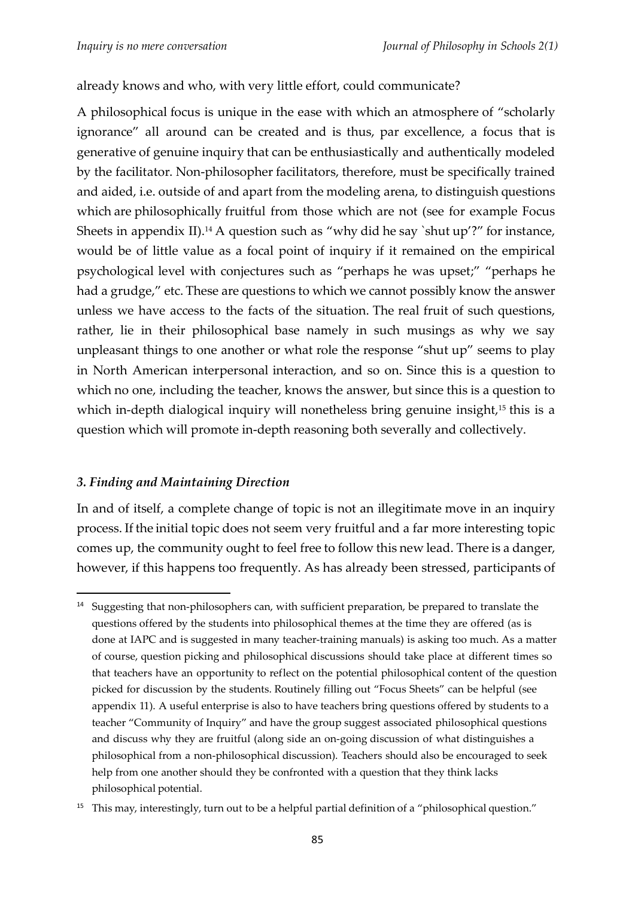already knows and who, with very little effort, could communicate?

A philosophical focus is unique in the ease with which an atmosphere of "scholarly ignorance" all around can be created and is thus, par excellence, a focus that is generative of genuine inquiry that can be enthusiastically and authentically modeled by the facilitator. Non-philosopher facilitators, therefore, must be specifically trained and aided, i.e. outside of and apart from the modeling arena, to distinguish questions which are philosophically fruitful from those which are not (see for example Focus Sheets in appendix II).[14] A question such as "why did he say `shut up'?" for instance, would be of little value as a focal point of inquiry if it remained on the empirical psychological level with conjectures such as "perhaps he was upset;" "perhaps he had a grudge," etc. These are questions to which we cannot possibly know the answer unless we have access to the facts of the situation. The real fruit of such questions, rather, lie in their philosophical base namely in such musings as why we say unpleasant things to one another or what role the response "shut up" seems to play in North American interpersonal interaction, and so on. Since this is a question to which no one, including the teacher, knows the answer, but since this is a question to which in-depth dialogical inquiry will nonetheless bring genuine insight,[15] this is a question which will promote in-depth reasoning both severally and collectively.

### *3. Finding and Maintaining Direction*

In and of itself, a complete change of topic is not an illegitimate move in an inquiry process. If the initial topic does not seem very fruitful and a far more interesting topic comes up, the community ought to feel free to follow this new lead. There is a danger, however, if this happens too frequently. As has already been stressed, participants of

---

[14] Suggesting that non-philosophers can, with sufficient preparation, be prepared to translate the questions offered by the students into philosophical themes at the time they are offered (as is done at IAPC and is suggested in many teacher-training manuals) is asking too much. As a matter of course, question picking and philosophical discussions should take place at different times so that teachers have an opportunity to reflect on the potential philosophical content of the question picked for discussion by the students. Routinely filling out "Focus Sheets" can be helpful (see appendix 11). A useful enterprise is also to have teachers bring questions offered by students to a teacher "Community of Inquiry" and have the group suggest associated philosophical questions and discuss why they are fruitful (along side an on-going discussion of what distinguishes a philosophical from a non-philosophical discussion). Teachers should also be encouraged to seek help from one another should they be confronted with a question that they think lacks philosophical potential.

[15] This may, interestingly, turn out to be a helpful partial definition of a "philosophical question."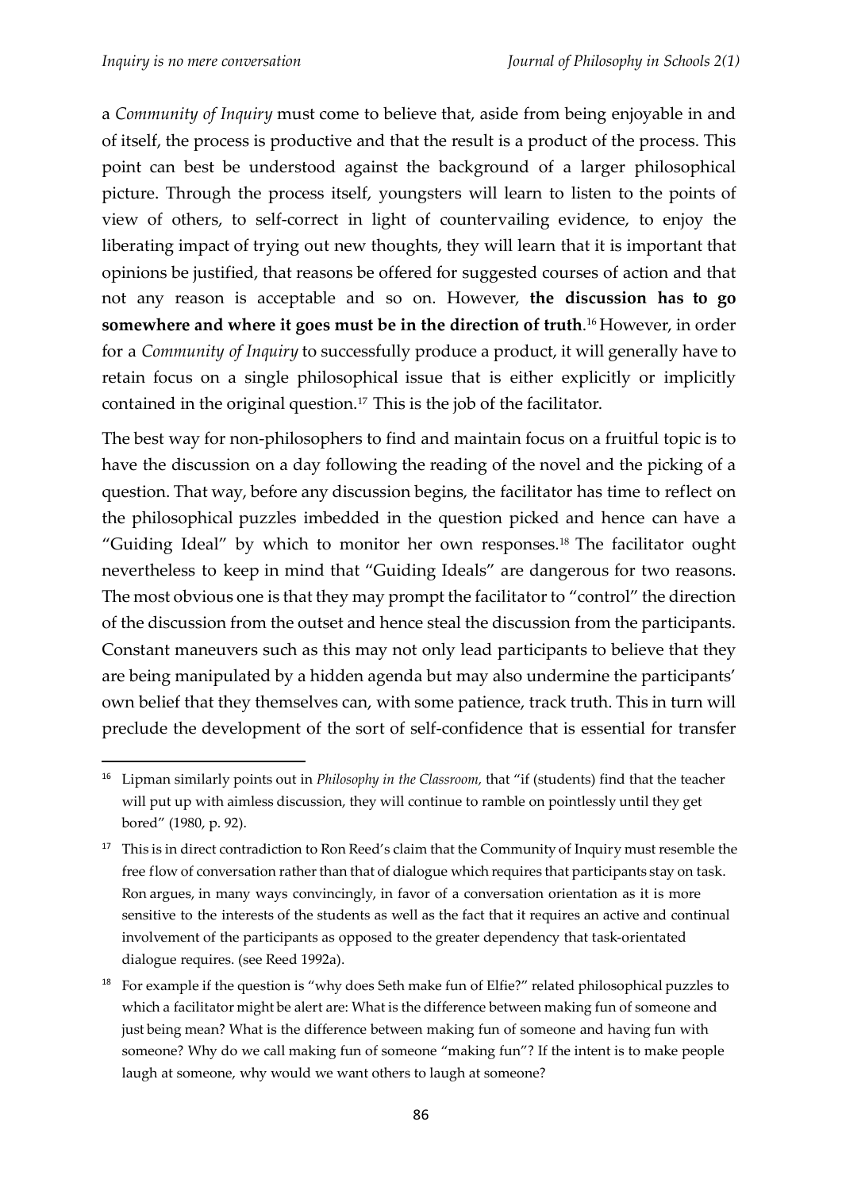a *Community of Inquiry* must come to believe that, aside from being enjoyable in and of itself, the process is productive and that the result is a product of the process. This point can best be understood against the background of a larger philosophical picture. Through the process itself, youngsters will learn to listen to the points of view of others, to self-correct in light of countervailing evidence, to enjoy the liberating impact of trying out new thoughts, they will learn that it is important that opinions be justified, that reasons be offered for suggested courses of action and that not any reason is acceptable and so on. However, **the discussion has to go somewhere and where it goes must be in the direction of truth**.[16] However, in order for a *Community of Inquiry* to successfully produce a product, it will generally have to retain focus on a single philosophical issue that is either explicitly or implicitly contained in the original question.[17] This is the job of the facilitator.

The best way for non-philosophers to find and maintain focus on a fruitful topic is to have the discussion on a day following the reading of the novel and the picking of a question. That way, before any discussion begins, the facilitator has time to reflect on the philosophical puzzles imbedded in the question picked and hence can have a "Guiding Ideal" by which to monitor her own responses.[18] The facilitator ought nevertheless to keep in mind that "Guiding Ideals" are dangerous for two reasons. The most obvious one is that they may prompt the facilitator to "control" the direction of the discussion from the outset and hence steal the discussion from the participants. Constant maneuvers such as this may not only lead participants to believe that they are being manipulated by a hidden agenda but may also undermine the participants' own belief that they themselves can, with some patience, track truth. This in turn will preclude the development of the sort of self-confidence that is essential for transfer

---

[16] Lipman similarly points out in *Philosophy in the Classroom,* that "if (students) find that the teacher will put up with aimless discussion, they will continue to ramble on pointlessly until they get bored" (1980, p. 92).

[17] This is in direct contradiction to Ron Reed's claim that the Community of Inquiry must resemble the free flow of conversation rather than that of dialogue which requires that participants stay on task. Ron argues, in many ways convincingly, in favor of a conversation orientation as it is more sensitive to the interests of the students as well as the fact that it requires an active and continual involvement of the participants as opposed to the greater dependency that task-orientated dialogue requires. (see Reed 1992a).

[18] For example if the question is "why does Seth make fun of Elfie?" related philosophical puzzles to which a facilitator might be alert are: What is the difference between making fun of someone and just being mean? What is the difference between making fun of someone and having fun with someone? Why do we call making fun of someone "making fun"? If the intent is to make people laugh at someone, why would we want others to laugh at someone?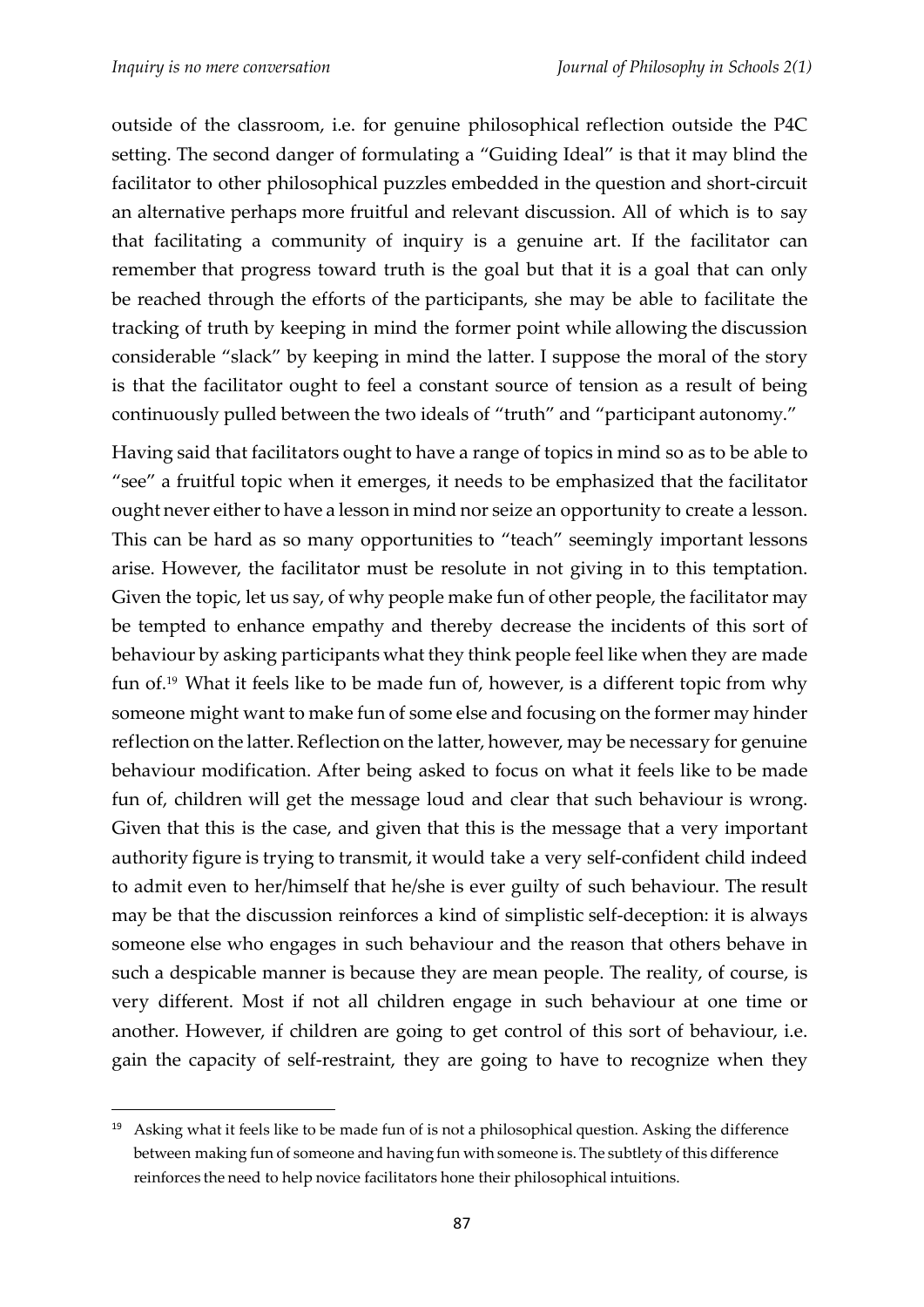outside of the classroom, i.e. for genuine philosophical reflection outside the P4C setting. The second danger of formulating a "Guiding Ideal" is that it may blind the facilitator to other philosophical puzzles embedded in the question and short-circuit an alternative perhaps more fruitful and relevant discussion. All of which is to say that facilitating a community of inquiry is a genuine art. If the facilitator can remember that progress toward truth is the goal but that it is a goal that can only be reached through the efforts of the participants, she may be able to facilitate the tracking of truth by keeping in mind the former point while allowing the discussion considerable "slack" by keeping in mind the latter. I suppose the moral of the story is that the facilitator ought to feel a constant source of tension as a result of being continuously pulled between the two ideals of "truth" and "participant autonomy."

Having said that facilitators ought to have a range of topics in mind so as to be able to "see" a fruitful topic when it emerges, it needs to be emphasized that the facilitator ought never either to have a lesson in mind nor seize an opportunity to create a lesson. This can be hard as so many opportunities to "teach" seemingly important lessons arise. However, the facilitator must be resolute in not giving in to this temptation. Given the topic, let us say, of why people make fun of other people, the facilitator may be tempted to enhance empathy and thereby decrease the incidents of this sort of behaviour by asking participants what they think people feel like when they are made fun of.[19] What it feels like to be made fun of, however, is a different topic from why someone might want to make fun of some else and focusing on the former may hinder reflection on the latter. Reflection on the latter, however, may be necessary for genuine behaviour modification. After being asked to focus on what it feels like to be made fun of, children will get the message loud and clear that such behaviour is wrong. Given that this is the case, and given that this is the message that a very important authority figure is trying to transmit, it would take a very self-confident child indeed to admit even to her/himself that he/she is ever guilty of such behaviour. The result may be that the discussion reinforces a kind of simplistic self-deception: it is always someone else who engages in such behaviour and the reason that others behave in such a despicable manner is because they are mean people. The reality, of course, is very different. Most if not all children engage in such behaviour at one time or another. However, if children are going to get control of this sort of behaviour, i.e. gain the capacity of self-restraint, they are going to have to recognize when they

---

[19] Asking what it feels like to be made fun of is not a philosophical question. Asking the difference between making fun of someone and having fun with someone is. The subtlety of this difference reinforces the need to help novice facilitators hone their philosophical intuitions.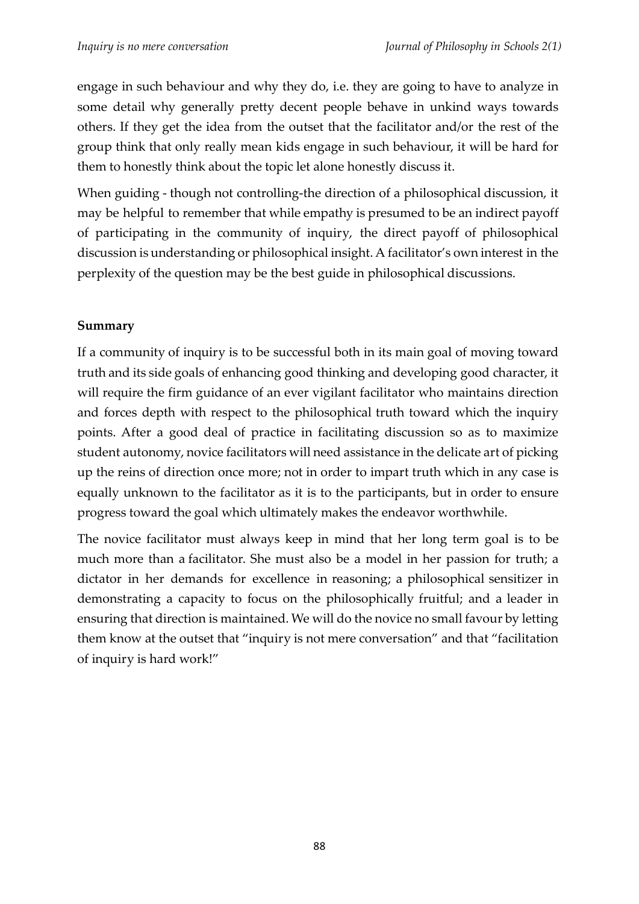engage in such behaviour and why they do, i.e. they are going to have to analyze in some detail why generally pretty decent people behave in unkind ways towards others. If they get the idea from the outset that the facilitator and/or the rest of the group think that only really mean kids engage in such behaviour, it will be hard for them to honestly think about the topic let alone honestly discuss it.

When guiding - though not controlling-the direction of a philosophical discussion, it may be helpful to remember that while empathy is presumed to be an indirect payoff of participating in the community of inquiry, the direct payoff of philosophical discussion is understanding or philosophical insight. A facilitator's own interest in the perplexity of the question may be the best guide in philosophical discussions.

**Summary**

If a community of inquiry is to be successful both in its main goal of moving toward truth and its side goals of enhancing good thinking and developing good character, it will require the firm guidance of an ever vigilant facilitator who maintains direction and forces depth with respect to the philosophical truth toward which the inquiry points. After a good deal of practice in facilitating discussion so as to maximize student autonomy, novice facilitators will need assistance in the delicate art of picking up the reins of direction once more; not in order to impart truth which in any case is equally unknown to the facilitator as it is to the participants, but in order to ensure progress toward the goal which ultimately makes the endeavor worthwhile.

The novice facilitator must always keep in mind that her long term goal is to be much more than a facilitator. She must also be a model in her passion for truth; a dictator in her demands for excellence in reasoning; a philosophical sensitizer in demonstrating a capacity to focus on the philosophically fruitful; and a leader in ensuring that direction is maintained. We will do the novice no small favour by letting them know at the outset that "inquiry is not mere conversation" and that "facilitation of inquiry is hard work!"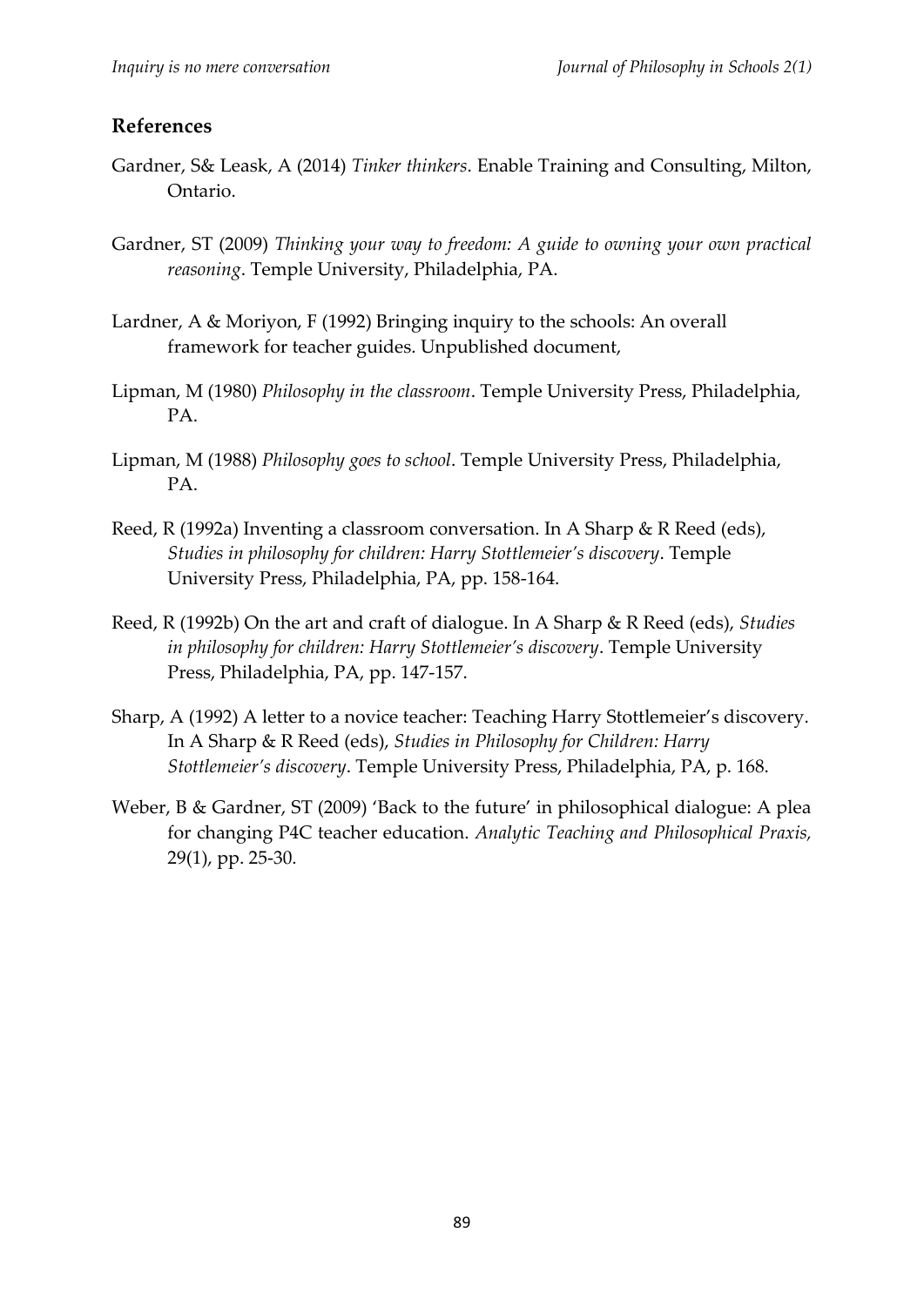## References

Gardner, S& Leask, A (2014) *Tinker thinkers*. Enable Training and Consulting, Milton, Ontario.

Gardner, ST (2009) *Thinking your way to freedom: A guide to owning your own practical reasoning*. Temple University, Philadelphia, PA.

Lardner, A & Moriyon, F (1992) Bringing inquiry to the schools: An overall framework for teacher guides. Unpublished document,

Lipman, M (1980) *Philosophy in the classroom*. Temple University Press, Philadelphia, PA.

Lipman, M (1988) *Philosophy goes to school*. Temple University Press, Philadelphia, PA.

Reed, R (1992a) Inventing a classroom conversation. In A Sharp & R Reed (eds), *Studies in philosophy for children: Harry Stottlemeier's discovery*. Temple University Press, Philadelphia, PA, pp. 158-164.

Reed, R (1992b) On the art and craft of dialogue. In A Sharp & R Reed (eds), *Studies in philosophy for children: Harry Stottlemeier's discovery*. Temple University Press, Philadelphia, PA, pp. 147-157.

Sharp, A (1992) A letter to a novice teacher: Teaching Harry Stottlemeier's discovery. In A Sharp & R Reed (eds), *Studies in Philosophy for Children: Harry Stottlemeier's discovery*. Temple University Press, Philadelphia, PA, p. 168.

Weber, B & Gardner, ST (2009) 'Back to the future' in philosophical dialogue: A plea for changing P4C teacher education. *Analytic Teaching and Philosophical Praxis,* 29(1), pp. 25-30.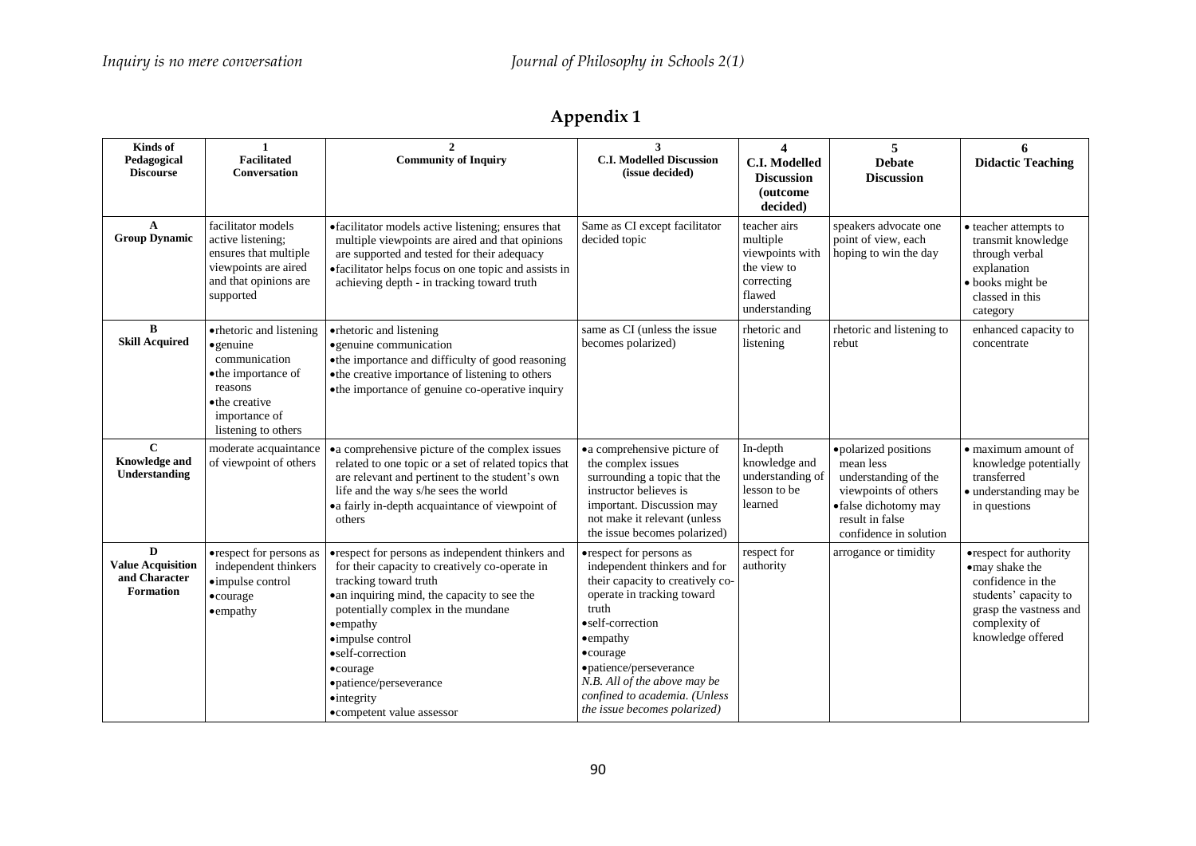# Appendix 1

| Kinds of Pedagogical Discourse | 1 Facilitated Conversation | 2 Community of Inquiry | 3 C.I. Modelled Discussion (issue decided) | 4 C.I. Modelled Discussion (outcome decided) | 5 Debate Discussion | 6 Didactic Teaching |
|---|---|---|---|---|---|---|
| **A Group Dynamic** | facilitator models active listening; ensures that multiple viewpoints are aired and that opinions are supported | • facilitator models active listening; ensures that multiple viewpoints are aired and that opinions are supported and tested for their adequacy<br>• facilitator helps focus on one topic and assists in achieving depth - in tracking toward truth | Same as CI except facilitator decided topic | teacher airs multiple viewpoints with the view to correcting flawed understanding | speakers advocate one point of view, each hoping to win the day | • teacher attempts to transmit knowledge through verbal explanation<br>• books might be classed in this category |
| **B Skill Acquired** | • rhetoric and listening<br>• genuine communication<br>• the importance of reasons<br>• the creative importance of listening to others | • rhetoric and listening<br>• genuine communication<br>• the importance and difficulty of good reasoning<br>• the creative importance of listening to others<br>• the importance of genuine co-operative inquiry | same as CI (unless the issue becomes polarized) | rhetoric and listening | rhetoric and listening to rebut | enhanced capacity to concentrate |
| **C Knowledge and Understanding** | moderate acquaintance of viewpoint of others | • a comprehensive picture of the complex issues related to one topic or a set of related topics that are relevant and pertinent to the student's own life and the way s/he sees the world<br>• a fairly in-depth acquaintance of viewpoint of others | • a comprehensive picture of the complex issues surrounding a topic that the instructor believes is important. Discussion may not make it relevant (unless the issue becomes polarized) | In-depth knowledge and understanding of lesson to be learned | • polarized positions mean less understanding of the viewpoints of others<br>• false dichotomy may result in false confidence in solution | • maximum amount of knowledge potentially transferred<br>• understanding may be in questions |
| **D Value Acquisition and Character Formation** | • respect for persons as independent thinkers<br>• impulse control<br>• courage<br>• empathy | • respect for persons as independent thinkers and for their capacity to creatively co-operate in tracking toward truth<br>• an inquiring mind, the capacity to see the potentially complex in the mundane<br>• empathy<br>• impulse control<br>• self-correction<br>• courage<br>• patience/perseverance<br>• integrity<br>• competent value assessor | • respect for persons as independent thinkers and for their capacity to creatively co-operate in tracking toward truth<br>• self-correction<br>• empathy<br>• courage<br>• patience/perseverance<br>*N.B. All of the above may be confined to academia. (Unless the issue becomes polarized)* | respect for authority | arrogance or timidity | • respect for authority<br>• may shake the confidence in the students' capacity to grasp the vastness and complexity of knowledge offered |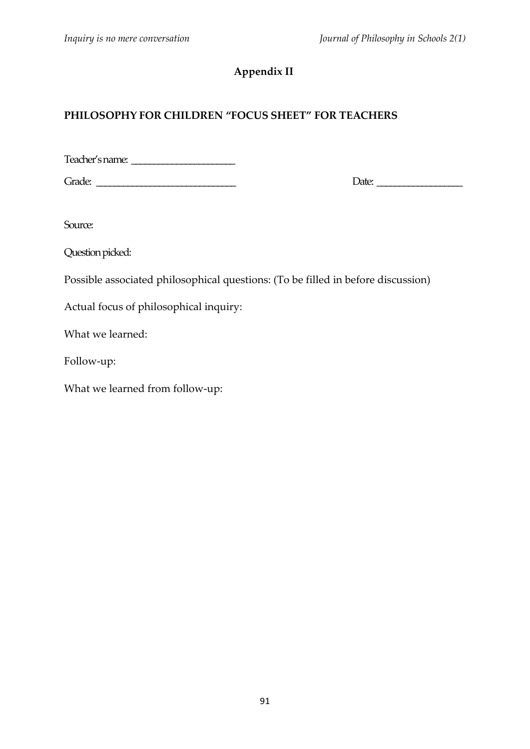## Appendix II

### PHILOSOPHY FOR CHILDREN "FOCUS SHEET" FOR TEACHERS

Teacher's name: ____________________

Grade: ____________________________ Date: _________________

Source:

Question picked:

Possible associated philosophical questions: (To be filled in before discussion)

Actual focus of philosophical inquiry:

What we learned:

Follow-up:

What we learned from follow-up: